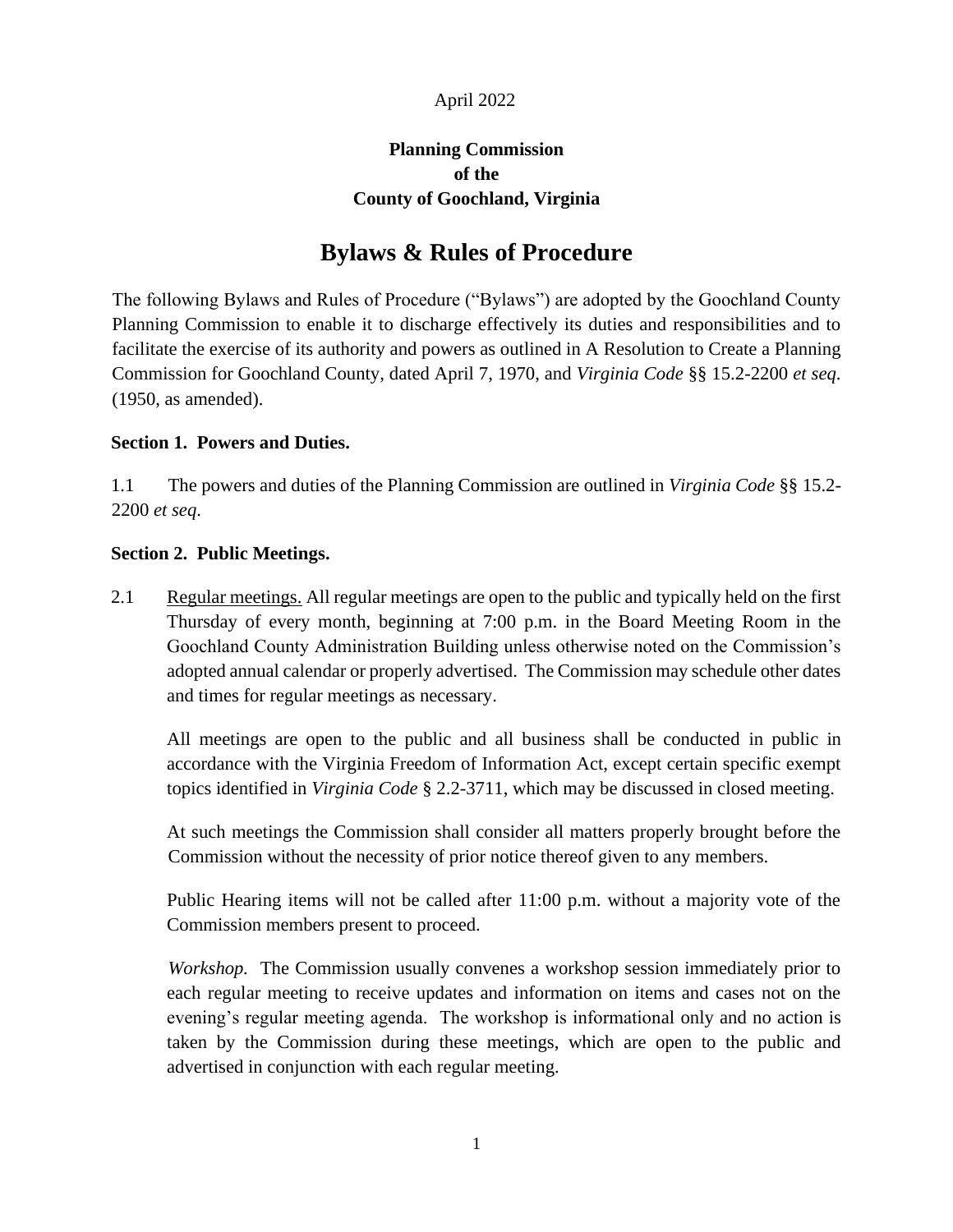April 2022

**Planning Commission**
**of the**
**County of Goochland, Virginia**

# Bylaws & Rules of Procedure

The following Bylaws and Rules of Procedure ("Bylaws") are adopted by the Goochland County Planning Commission to enable it to discharge effectively its duties and responsibilities and to facilitate the exercise of its authority and powers as outlined in A Resolution to Create a Planning Commission for Goochland County, dated April 7, 1970, and *Virginia Code* §§ 15.2-2200 *et seq*. (1950, as amended).

### Section 1. Powers and Duties.

1.1 The powers and duties of the Planning Commission are outlined in *Virginia Code* §§ 15.2-2200 *et seq.*

### Section 2. Public Meetings.

2.1 Regular meetings. All regular meetings are open to the public and typically held on the first Thursday of every month, beginning at 7:00 p.m. in the Board Meeting Room in the Goochland County Administration Building unless otherwise noted on the Commission's adopted annual calendar or properly advertised. The Commission may schedule other dates and times for regular meetings as necessary.

All meetings are open to the public and all business shall be conducted in public in accordance with the Virginia Freedom of Information Act, except certain specific exempt topics identified in *Virginia Code* § 2.2-3711, which may be discussed in closed meeting.

At such meetings the Commission shall consider all matters properly brought before the Commission without the necessity of prior notice thereof given to any members.

Public Hearing items will not be called after 11:00 p.m. without a majority vote of the Commission members present to proceed.

*Workshop.* The Commission usually convenes a workshop session immediately prior to each regular meeting to receive updates and information on items and cases not on the evening's regular meeting agenda. The workshop is informational only and no action is taken by the Commission during these meetings, which are open to the public and advertised in conjunction with each regular meeting.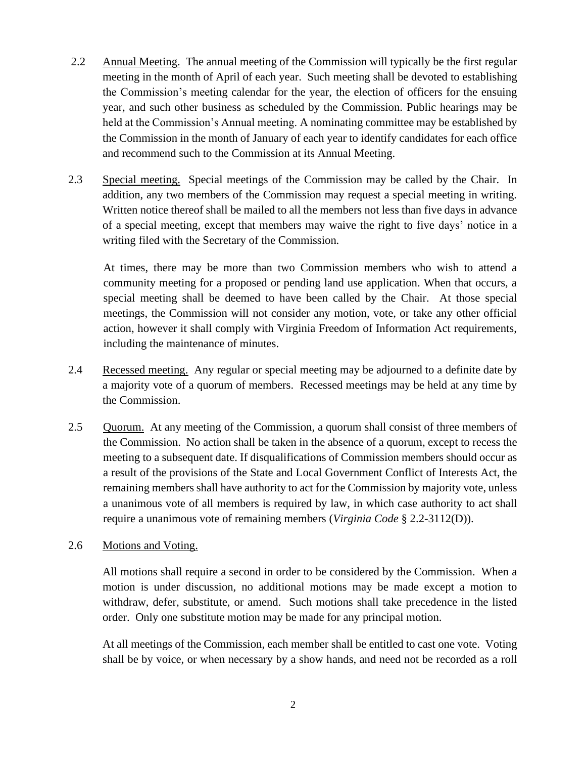2.2 Annual Meeting. The annual meeting of the Commission will typically be the first regular meeting in the month of April of each year. Such meeting shall be devoted to establishing the Commission's meeting calendar for the year, the election of officers for the ensuing year, and such other business as scheduled by the Commission. Public hearings may be held at the Commission's Annual meeting. A nominating committee may be established by the Commission in the month of January of each year to identify candidates for each office and recommend such to the Commission at its Annual Meeting.

2.3 Special meeting. Special meetings of the Commission may be called by the Chair. In addition, any two members of the Commission may request a special meeting in writing. Written notice thereof shall be mailed to all the members not less than five days in advance of a special meeting, except that members may waive the right to five days' notice in a writing filed with the Secretary of the Commission.

At times, there may be more than two Commission members who wish to attend a community meeting for a proposed or pending land use application. When that occurs, a special meeting shall be deemed to have been called by the Chair. At those special meetings, the Commission will not consider any motion, vote, or take any other official action, however it shall comply with Virginia Freedom of Information Act requirements, including the maintenance of minutes.

2.4 Recessed meeting. Any regular or special meeting may be adjourned to a definite date by a majority vote of a quorum of members. Recessed meetings may be held at any time by the Commission.

2.5 Quorum. At any meeting of the Commission, a quorum shall consist of three members of the Commission. No action shall be taken in the absence of a quorum, except to recess the meeting to a subsequent date. If disqualifications of Commission members should occur as a result of the provisions of the State and Local Government Conflict of Interests Act, the remaining members shall have authority to act for the Commission by majority vote, unless a unanimous vote of all members is required by law, in which case authority to act shall require a unanimous vote of remaining members (*Virginia Code* § 2.2-3112(D)).

2.6 Motions and Voting.

All motions shall require a second in order to be considered by the Commission. When a motion is under discussion, no additional motions may be made except a motion to withdraw, defer, substitute, or amend. Such motions shall take precedence in the listed order. Only one substitute motion may be made for any principal motion.

At all meetings of the Commission, each member shall be entitled to cast one vote. Voting shall be by voice, or when necessary by a show hands, and need not be recorded as a roll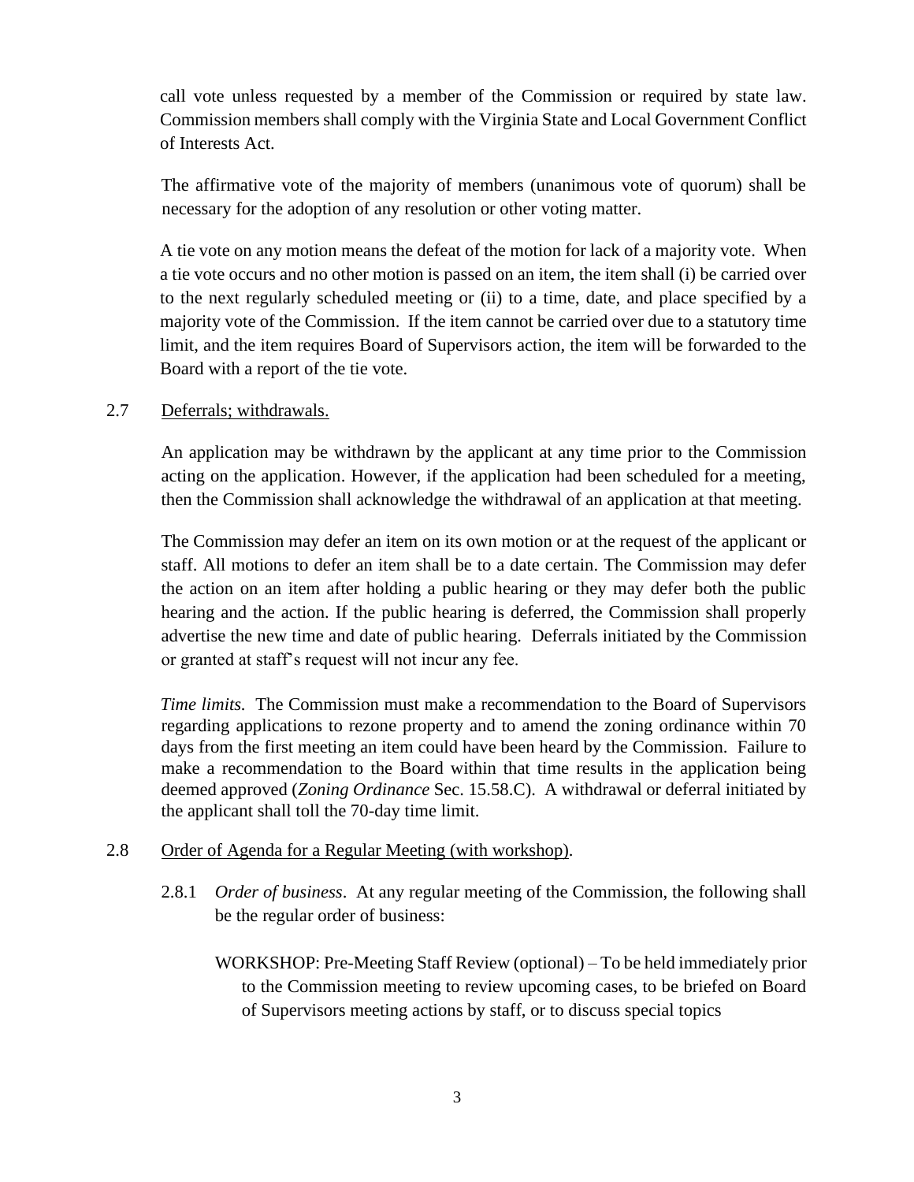call vote unless requested by a member of the Commission or required by state law. Commission members shall comply with the Virginia State and Local Government Conflict of Interests Act.

The affirmative vote of the majority of members (unanimous vote of quorum) shall be necessary for the adoption of any resolution or other voting matter.

A tie vote on any motion means the defeat of the motion for lack of a majority vote. When a tie vote occurs and no other motion is passed on an item, the item shall (i) be carried over to the next regularly scheduled meeting or (ii) to a time, date, and place specified by a majority vote of the Commission. If the item cannot be carried over due to a statutory time limit, and the item requires Board of Supervisors action, the item will be forwarded to the Board with a report of the tie vote.

2.7 Deferrals; withdrawals.

An application may be withdrawn by the applicant at any time prior to the Commission acting on the application. However, if the application had been scheduled for a meeting, then the Commission shall acknowledge the withdrawal of an application at that meeting.

The Commission may defer an item on its own motion or at the request of the applicant or staff. All motions to defer an item shall be to a date certain. The Commission may defer the action on an item after holding a public hearing or they may defer both the public hearing and the action. If the public hearing is deferred, the Commission shall properly advertise the new time and date of public hearing. Deferrals initiated by the Commission or granted at staff's request will not incur any fee.

*Time limits.* The Commission must make a recommendation to the Board of Supervisors regarding applications to rezone property and to amend the zoning ordinance within 70 days from the first meeting an item could have been heard by the Commission. Failure to make a recommendation to the Board within that time results in the application being deemed approved (*Zoning Ordinance* Sec. 15.58.C). A withdrawal or deferral initiated by the applicant shall toll the 70-day time limit.

2.8 Order of Agenda for a Regular Meeting (with workshop).

2.8.1 *Order of business*. At any regular meeting of the Commission, the following shall be the regular order of business:

WORKSHOP: Pre-Meeting Staff Review (optional) – To be held immediately prior to the Commission meeting to review upcoming cases, to be briefed on Board of Supervisors meeting actions by staff, or to discuss special topics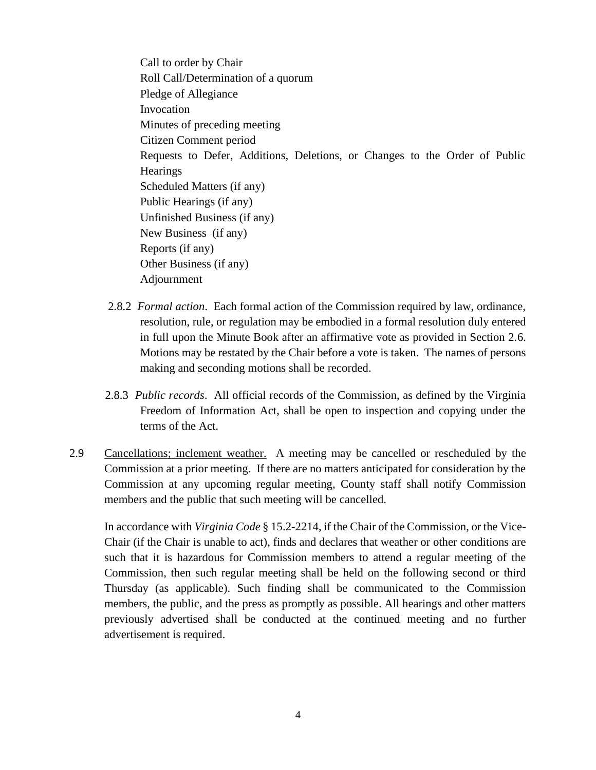Call to order by Chair
Roll Call/Determination of a quorum
Pledge of Allegiance
Invocation
Minutes of preceding meeting
Citizen Comment period
Requests to Defer, Additions, Deletions, or Changes to the Order of Public Hearings
Scheduled Matters (if any)
Public Hearings (if any)
Unfinished Business (if any)
New Business (if any)
Reports (if any)
Other Business (if any)
Adjournment

2.8.2 *Formal action*. Each formal action of the Commission required by law, ordinance, resolution, rule, or regulation may be embodied in a formal resolution duly entered in full upon the Minute Book after an affirmative vote as provided in Section 2.6. Motions may be restated by the Chair before a vote is taken. The names of persons making and seconding motions shall be recorded.

2.8.3 *Public records*. All official records of the Commission, as defined by the Virginia Freedom of Information Act, shall be open to inspection and copying under the terms of the Act.

2.9 Cancellations; inclement weather. A meeting may be cancelled or rescheduled by the Commission at a prior meeting. If there are no matters anticipated for consideration by the Commission at any upcoming regular meeting, County staff shall notify Commission members and the public that such meeting will be cancelled.

In accordance with *Virginia Code* § 15.2-2214, if the Chair of the Commission, or the Vice-Chair (if the Chair is unable to act), finds and declares that weather or other conditions are such that it is hazardous for Commission members to attend a regular meeting of the Commission, then such regular meeting shall be held on the following second or third Thursday (as applicable). Such finding shall be communicated to the Commission members, the public, and the press as promptly as possible. All hearings and other matters previously advertised shall be conducted at the continued meeting and no further advertisement is required.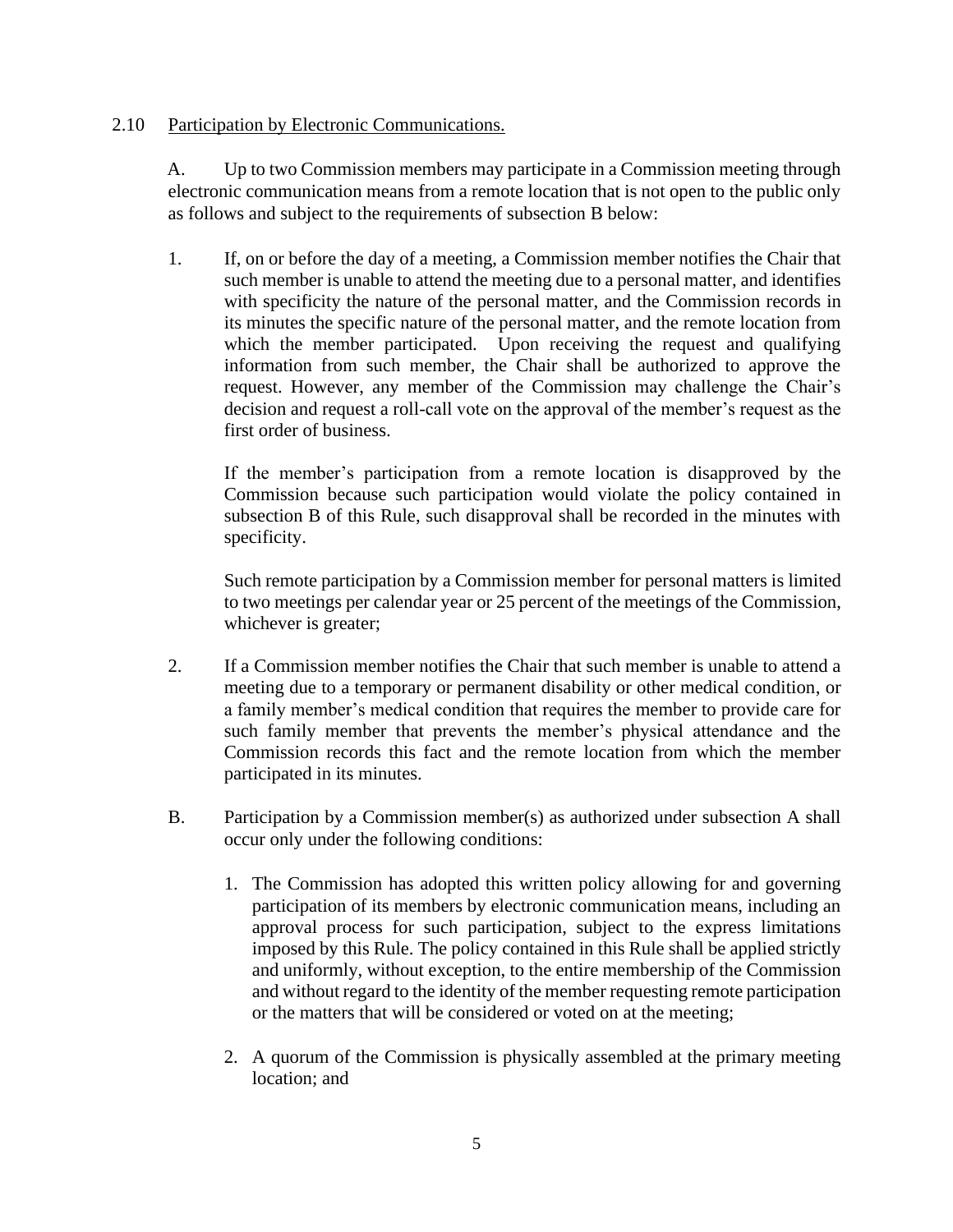2.10 Participation by Electronic Communications.

A. Up to two Commission members may participate in a Commission meeting through electronic communication means from a remote location that is not open to the public only as follows and subject to the requirements of subsection B below:

1. If, on or before the day of a meeting, a Commission member notifies the Chair that such member is unable to attend the meeting due to a personal matter, and identifies with specificity the nature of the personal matter, and the Commission records in its minutes the specific nature of the personal matter, and the remote location from which the member participated. Upon receiving the request and qualifying information from such member, the Chair shall be authorized to approve the request. However, any member of the Commission may challenge the Chair's decision and request a roll-call vote on the approval of the member's request as the first order of business.

   If the member's participation from a remote location is disapproved by the Commission because such participation would violate the policy contained in subsection B of this Rule, such disapproval shall be recorded in the minutes with specificity.

   Such remote participation by a Commission member for personal matters is limited to two meetings per calendar year or 25 percent of the meetings of the Commission, whichever is greater;

2. If a Commission member notifies the Chair that such member is unable to attend a meeting due to a temporary or permanent disability or other medical condition, or a family member's medical condition that requires the member to provide care for such family member that prevents the member's physical attendance and the Commission records this fact and the remote location from which the member participated in its minutes.

B. Participation by a Commission member(s) as authorized under subsection A shall occur only under the following conditions:

   1. The Commission has adopted this written policy allowing for and governing participation of its members by electronic communication means, including an approval process for such participation, subject to the express limitations imposed by this Rule. The policy contained in this Rule shall be applied strictly and uniformly, without exception, to the entire membership of the Commission and without regard to the identity of the member requesting remote participation or the matters that will be considered or voted on at the meeting;

   2. A quorum of the Commission is physically assembled at the primary meeting location; and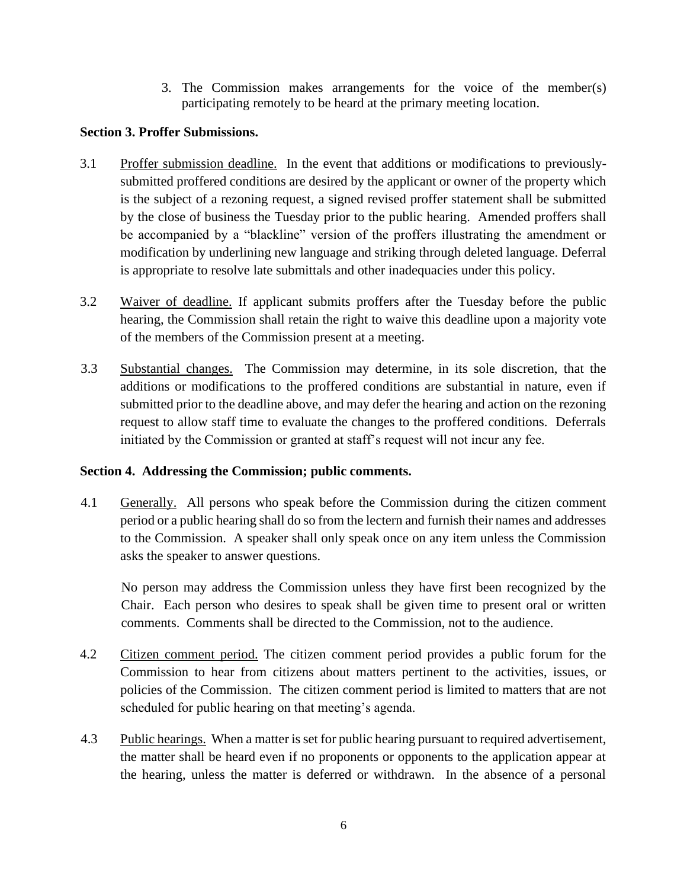3. The Commission makes arrangements for the voice of the member(s) participating remotely to be heard at the primary meeting location.

**Section 3. Proffer Submissions.**

3.1 Proffer submission deadline. In the event that additions or modifications to previously-submitted proffered conditions are desired by the applicant or owner of the property which is the subject of a rezoning request, a signed revised proffer statement shall be submitted by the close of business the Tuesday prior to the public hearing. Amended proffers shall be accompanied by a "blackline" version of the proffers illustrating the amendment or modification by underlining new language and striking through deleted language. Deferral is appropriate to resolve late submittals and other inadequacies under this policy.

3.2 Waiver of deadline. If applicant submits proffers after the Tuesday before the public hearing, the Commission shall retain the right to waive this deadline upon a majority vote of the members of the Commission present at a meeting.

3.3 Substantial changes. The Commission may determine, in its sole discretion, that the additions or modifications to the proffered conditions are substantial in nature, even if submitted prior to the deadline above, and may defer the hearing and action on the rezoning request to allow staff time to evaluate the changes to the proffered conditions. Deferrals initiated by the Commission or granted at staff's request will not incur any fee.

**Section 4. Addressing the Commission; public comments.**

4.1 Generally. All persons who speak before the Commission during the citizen comment period or a public hearing shall do so from the lectern and furnish their names and addresses to the Commission. A speaker shall only speak once on any item unless the Commission asks the speaker to answer questions.

No person may address the Commission unless they have first been recognized by the Chair. Each person who desires to speak shall be given time to present oral or written comments. Comments shall be directed to the Commission, not to the audience.

4.2 Citizen comment period. The citizen comment period provides a public forum for the Commission to hear from citizens about matters pertinent to the activities, issues, or policies of the Commission. The citizen comment period is limited to matters that are not scheduled for public hearing on that meeting's agenda.

4.3 Public hearings. When a matter is set for public hearing pursuant to required advertisement, the matter shall be heard even if no proponents or opponents to the application appear at the hearing, unless the matter is deferred or withdrawn. In the absence of a personal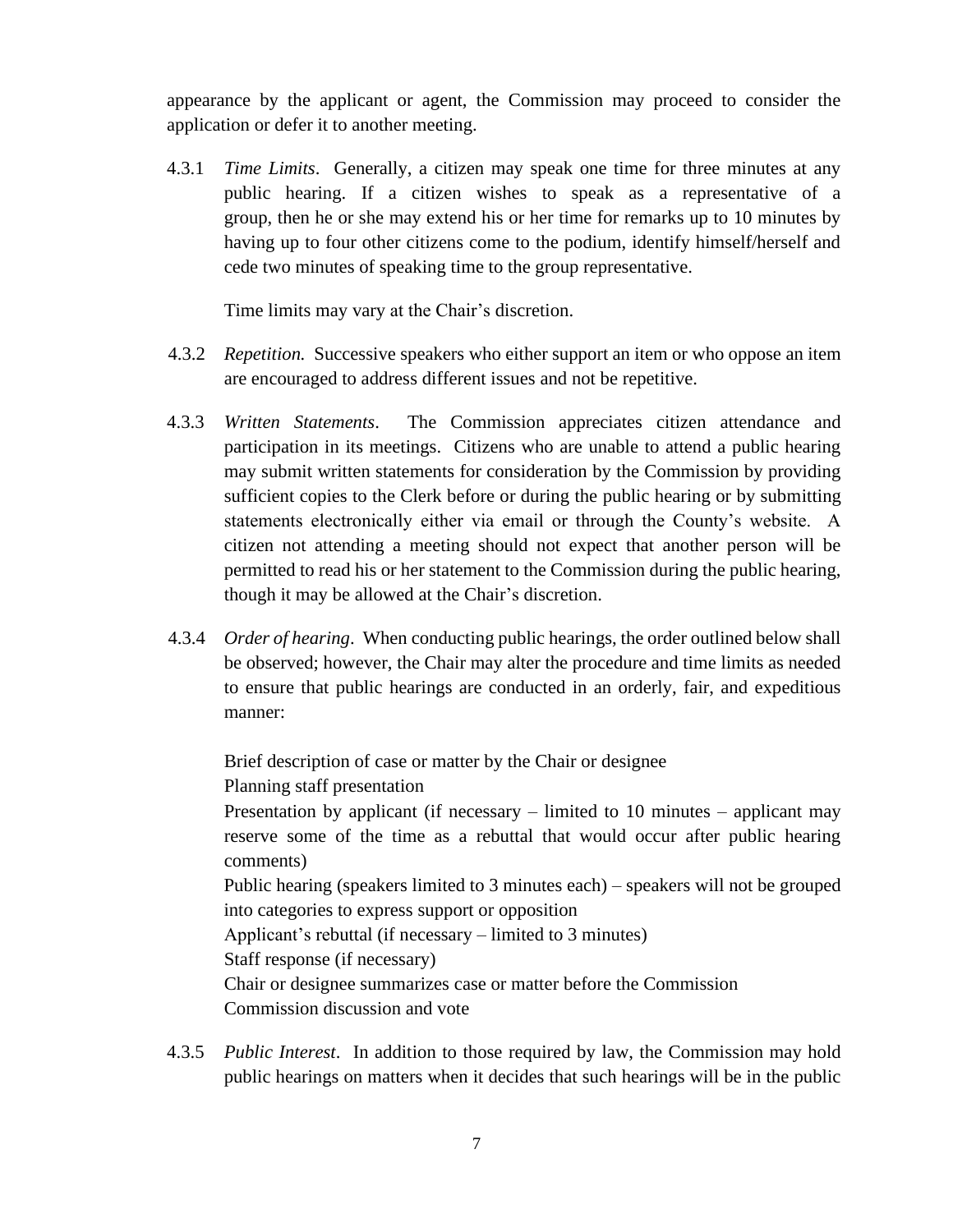appearance by the applicant or agent, the Commission may proceed to consider the application or defer it to another meeting.

4.3.1 *Time Limits*. Generally, a citizen may speak one time for three minutes at any public hearing. If a citizen wishes to speak as a representative of a group, then he or she may extend his or her time for remarks up to 10 minutes by having up to four other citizens come to the podium, identify himself/herself and cede two minutes of speaking time to the group representative.

Time limits may vary at the Chair's discretion.

4.3.2 *Repetition.* Successive speakers who either support an item or who oppose an item are encouraged to address different issues and not be repetitive.

4.3.3 *Written Statements*. The Commission appreciates citizen attendance and participation in its meetings. Citizens who are unable to attend a public hearing may submit written statements for consideration by the Commission by providing sufficient copies to the Clerk before or during the public hearing or by submitting statements electronically either via email or through the County's website. A citizen not attending a meeting should not expect that another person will be permitted to read his or her statement to the Commission during the public hearing, though it may be allowed at the Chair's discretion.

4.3.4 *Order of hearing*. When conducting public hearings, the order outlined below shall be observed; however, the Chair may alter the procedure and time limits as needed to ensure that public hearings are conducted in an orderly, fair, and expeditious manner:

Brief description of case or matter by the Chair or designee
Planning staff presentation
Presentation by applicant (if necessary – limited to 10 minutes – applicant may reserve some of the time as a rebuttal that would occur after public hearing comments)
Public hearing (speakers limited to 3 minutes each) – speakers will not be grouped into categories to express support or opposition
Applicant's rebuttal (if necessary – limited to 3 minutes)
Staff response (if necessary)
Chair or designee summarizes case or matter before the Commission
Commission discussion and vote

4.3.5 *Public Interest*. In addition to those required by law, the Commission may hold public hearings on matters when it decides that such hearings will be in the public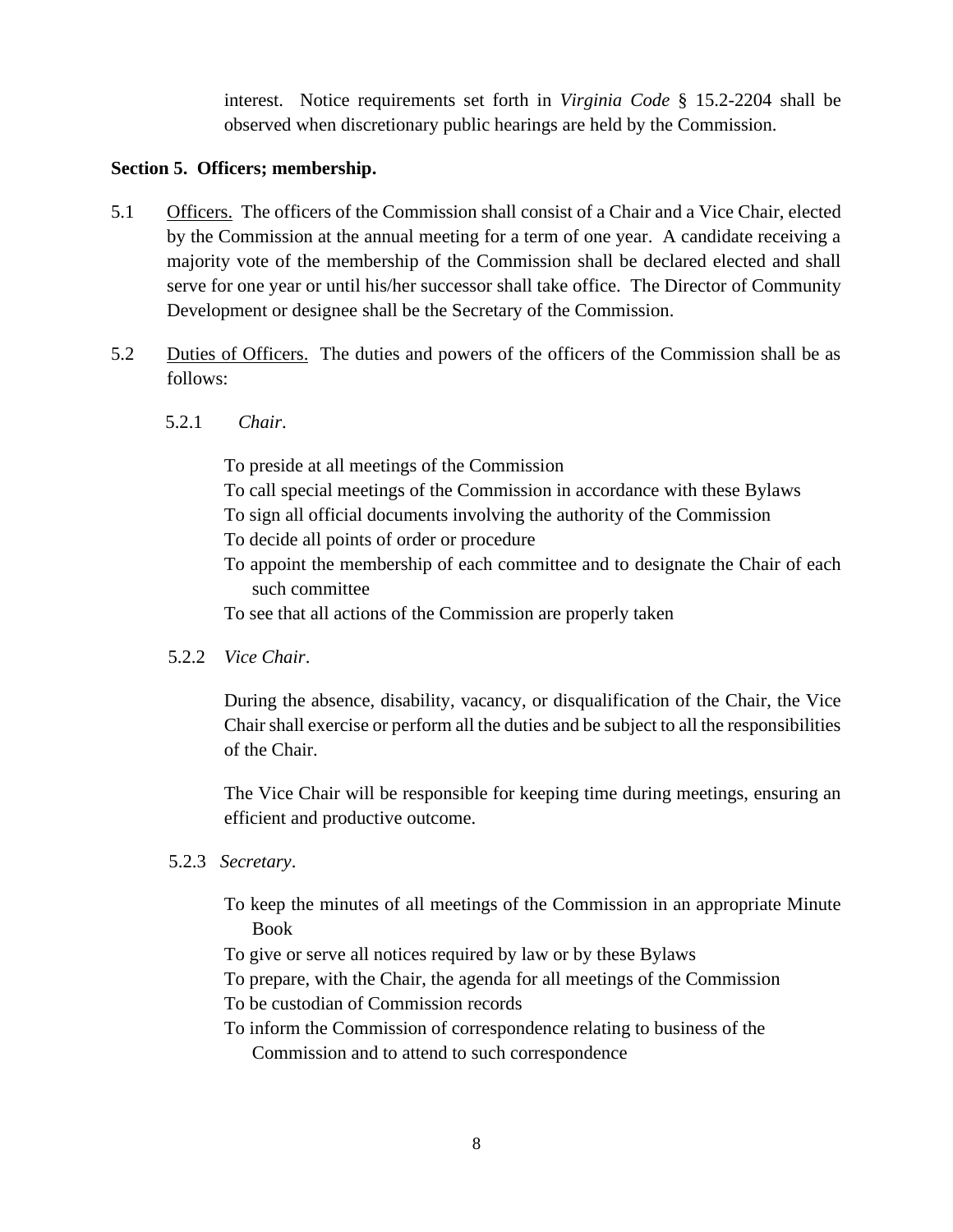interest. Notice requirements set forth in *Virginia Code* § 15.2-2204 shall be observed when discretionary public hearings are held by the Commission.

**Section 5. Officers; membership.**

5.1 Officers. The officers of the Commission shall consist of a Chair and a Vice Chair, elected by the Commission at the annual meeting for a term of one year. A candidate receiving a majority vote of the membership of the Commission shall be declared elected and shall serve for one year or until his/her successor shall take office. The Director of Community Development or designee shall be the Secretary of the Commission.

5.2 Duties of Officers. The duties and powers of the officers of the Commission shall be as follows:

5.2.1 *Chair*.

To preside at all meetings of the Commission
To call special meetings of the Commission in accordance with these Bylaws
To sign all official documents involving the authority of the Commission
To decide all points of order or procedure
To appoint the membership of each committee and to designate the Chair of each such committee
To see that all actions of the Commission are properly taken

5.2.2 *Vice Chair*.

During the absence, disability, vacancy, or disqualification of the Chair, the Vice Chair shall exercise or perform all the duties and be subject to all the responsibilities of the Chair.

The Vice Chair will be responsible for keeping time during meetings, ensuring an efficient and productive outcome.

5.2.3 *Secretary*.

To keep the minutes of all meetings of the Commission in an appropriate Minute Book
To give or serve all notices required by law or by these Bylaws
To prepare, with the Chair, the agenda for all meetings of the Commission
To be custodian of Commission records
To inform the Commission of correspondence relating to business of the Commission and to attend to such correspondence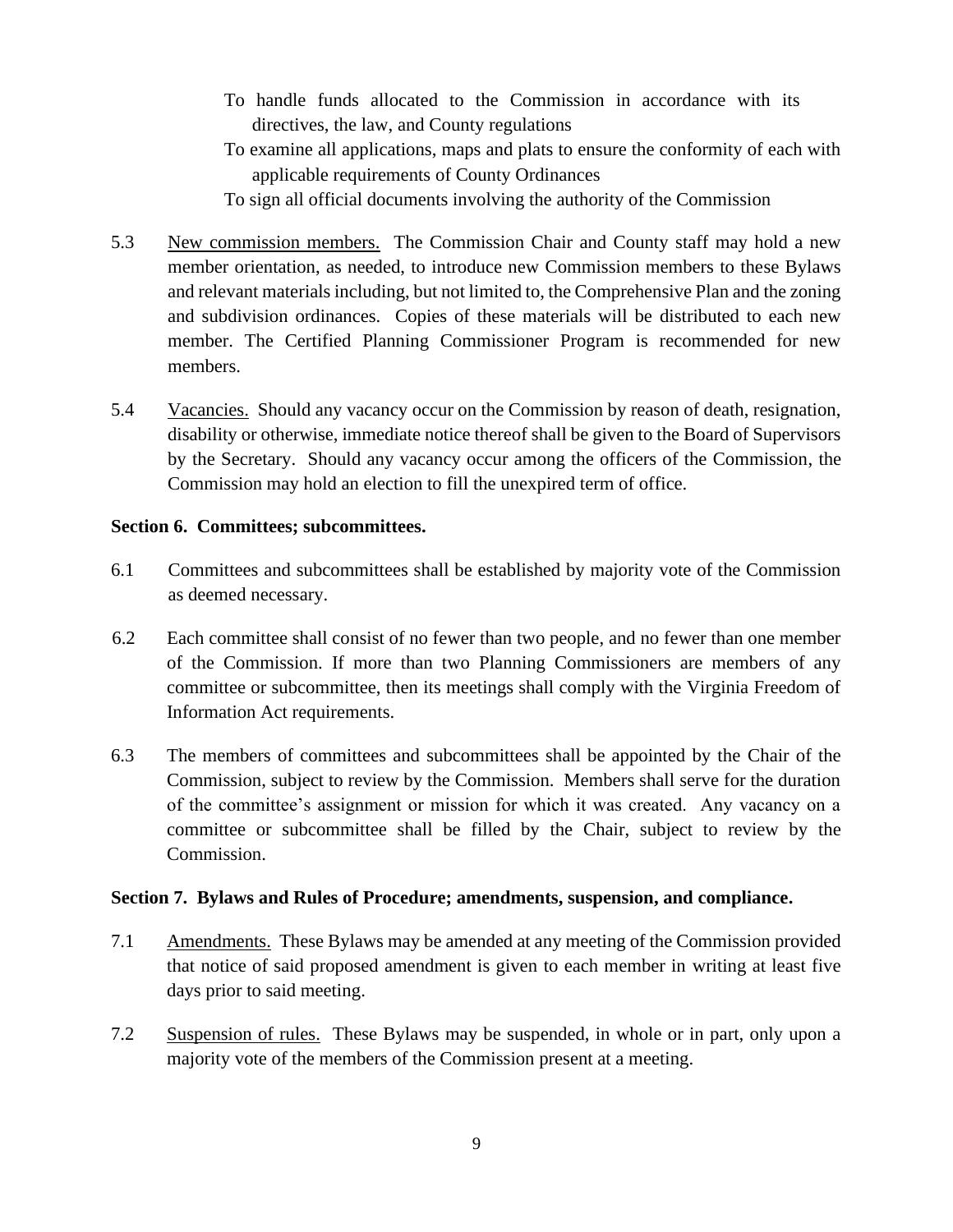To handle funds allocated to the Commission in accordance with its directives, the law, and County regulations

To examine all applications, maps and plats to ensure the conformity of each with applicable requirements of County Ordinances

To sign all official documents involving the authority of the Commission

5.3 New commission members. The Commission Chair and County staff may hold a new member orientation, as needed, to introduce new Commission members to these Bylaws and relevant materials including, but not limited to, the Comprehensive Plan and the zoning and subdivision ordinances. Copies of these materials will be distributed to each new member. The Certified Planning Commissioner Program is recommended for new members.

5.4 Vacancies. Should any vacancy occur on the Commission by reason of death, resignation, disability or otherwise, immediate notice thereof shall be given to the Board of Supervisors by the Secretary. Should any vacancy occur among the officers of the Commission, the Commission may hold an election to fill the unexpired term of office.

**Section 6. Committees; subcommittees.**

6.1 Committees and subcommittees shall be established by majority vote of the Commission as deemed necessary.

6.2 Each committee shall consist of no fewer than two people, and no fewer than one member of the Commission. If more than two Planning Commissioners are members of any committee or subcommittee, then its meetings shall comply with the Virginia Freedom of Information Act requirements.

6.3 The members of committees and subcommittees shall be appointed by the Chair of the Commission, subject to review by the Commission. Members shall serve for the duration of the committee's assignment or mission for which it was created. Any vacancy on a committee or subcommittee shall be filled by the Chair, subject to review by the Commission.

**Section 7. Bylaws and Rules of Procedure; amendments, suspension, and compliance.**

7.1 Amendments. These Bylaws may be amended at any meeting of the Commission provided that notice of said proposed amendment is given to each member in writing at least five days prior to said meeting.

7.2 Suspension of rules. These Bylaws may be suspended, in whole or in part, only upon a majority vote of the members of the Commission present at a meeting.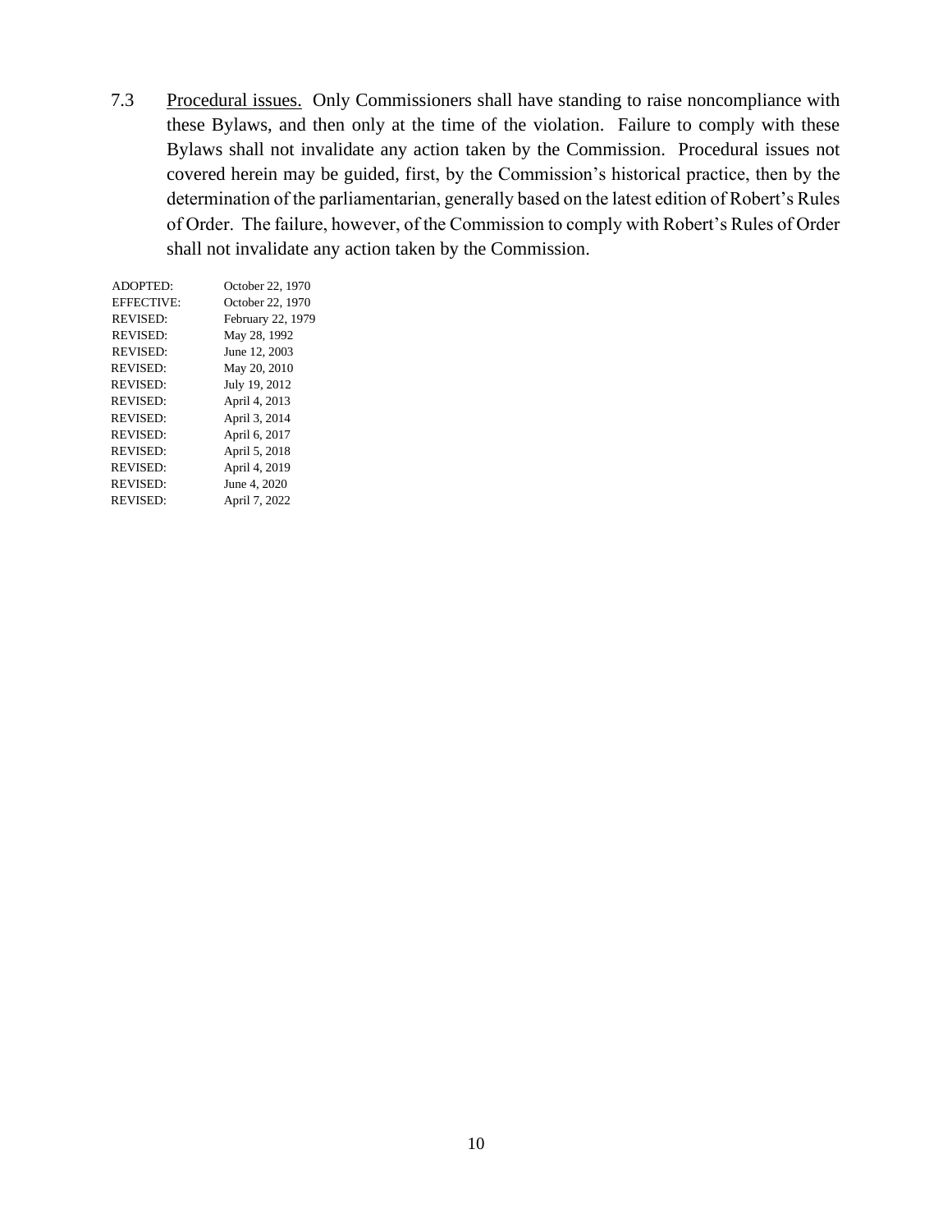7.3 Procedural issues. Only Commissioners shall have standing to raise noncompliance with these Bylaws, and then only at the time of the violation. Failure to comply with these Bylaws shall not invalidate any action taken by the Commission. Procedural issues not covered herein may be guided, first, by the Commission's historical practice, then by the determination of the parliamentarian, generally based on the latest edition of Robert's Rules of Order. The failure, however, of the Commission to comply with Robert's Rules of Order shall not invalidate any action taken by the Commission.

| | |
|---|---|
| ADOPTED: | October 22, 1970 |
| EFFECTIVE: | October 22, 1970 |
| REVISED: | February 22, 1979 |
| REVISED: | May 28, 1992 |
| REVISED: | June 12, 2003 |
| REVISED: | May 20, 2010 |
| REVISED: | July 19, 2012 |
| REVISED: | April 4, 2013 |
| REVISED: | April 3, 2014 |
| REVISED: | April 6, 2017 |
| REVISED: | April 5, 2018 |
| REVISED: | April 4, 2019 |
| REVISED: | June 4, 2020 |
| REVISED: | April 7, 2022 |